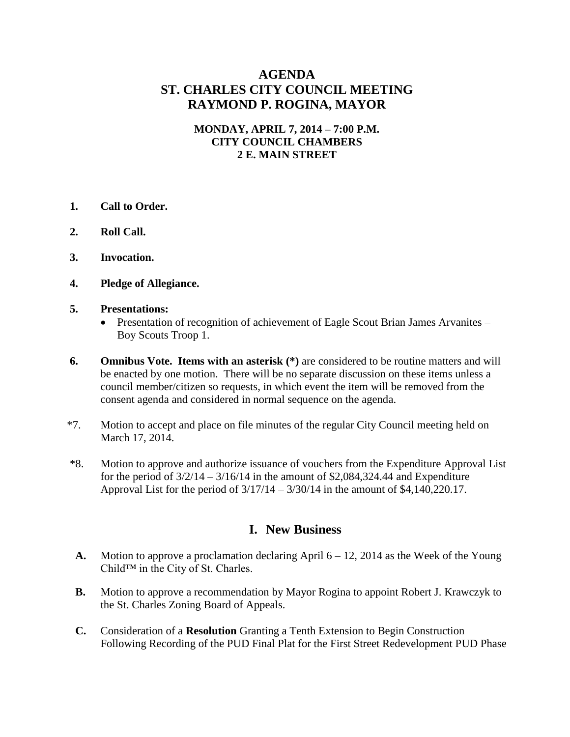# AGENDA
# ST. CHARLES CITY COUNCIL MEETING
# RAYMOND P. ROGINA, MAYOR

**MONDAY, APRIL 7, 2014 – 7:00 P.M.**
**CITY COUNCIL CHAMBERS**
**2 E. MAIN STREET**

1. **Call to Order.**

2. **Roll Call.**

3. **Invocation.**

4. **Pledge of Allegiance.**

5. **Presentations:**
   - Presentation of recognition of achievement of Eagle Scout Brian James Arvanites – Boy Scouts Troop 1.

6. **Omnibus Vote. Items with an asterisk (*)** are considered to be routine matters and will be enacted by one motion. There will be no separate discussion on these items unless a council member/citizen so requests, in which event the item will be removed from the consent agenda and considered in normal sequence on the agenda.

*7. Motion to accept and place on file minutes of the regular City Council meeting held on March 17, 2014.

*8. Motion to approve and authorize issuance of vouchers from the Expenditure Approval List for the period of 3/2/14 – 3/16/14 in the amount of $2,084,324.44 and Expenditure Approval List for the period of 3/17/14 – 3/30/14 in the amount of $4,140,220.17.

## I. New Business

**A.** Motion to approve a proclamation declaring April 6 – 12, 2014 as the Week of the Young Child™ in the City of St. Charles.

**B.** Motion to approve a recommendation by Mayor Rogina to appoint Robert J. Krawczyk to the St. Charles Zoning Board of Appeals.

**C.** Consideration of a **Resolution** Granting a Tenth Extension to Begin Construction Following Recording of the PUD Final Plat for the First Street Redevelopment PUD Phase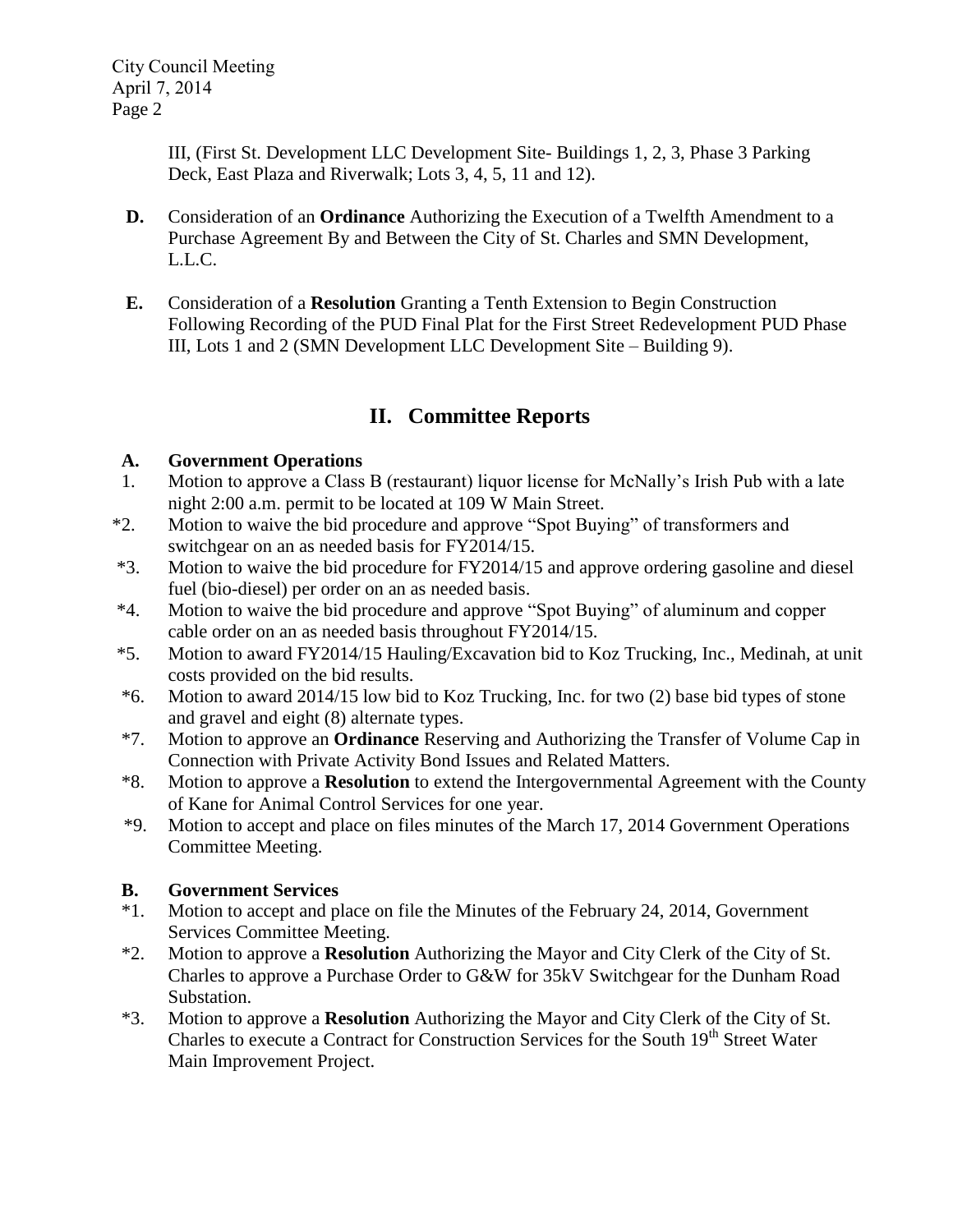III, (First St. Development LLC Development Site- Buildings 1, 2, 3, Phase 3 Parking Deck, East Plaza and Riverwalk; Lots 3, 4, 5, 11 and 12).

**D.** Consideration of an **Ordinance** Authorizing the Execution of a Twelfth Amendment to a Purchase Agreement By and Between the City of St. Charles and SMN Development, L.L.C.

**E.** Consideration of a **Resolution** Granting a Tenth Extension to Begin Construction Following Recording of the PUD Final Plat for the First Street Redevelopment PUD Phase III, Lots 1 and 2 (SMN Development LLC Development Site – Building 9).

## II. Committee Reports

### A. Government Operations

1. Motion to approve a Class B (restaurant) liquor license for McNally's Irish Pub with a late night 2:00 a.m. permit to be located at 109 W Main Street.

*2. Motion to waive the bid procedure and approve "Spot Buying" of transformers and switchgear on an as needed basis for FY2014/15.

*3. Motion to waive the bid procedure for FY2014/15 and approve ordering gasoline and diesel fuel (bio-diesel) per order on an as needed basis.

*4. Motion to waive the bid procedure and approve "Spot Buying" of aluminum and copper cable order on an as needed basis throughout FY2014/15.

*5. Motion to award FY2014/15 Hauling/Excavation bid to Koz Trucking, Inc., Medinah, at unit costs provided on the bid results.

*6. Motion to award 2014/15 low bid to Koz Trucking, Inc. for two (2) base bid types of stone and gravel and eight (8) alternate types.

*7. Motion to approve an **Ordinance** Reserving and Authorizing the Transfer of Volume Cap in Connection with Private Activity Bond Issues and Related Matters.

*8. Motion to approve a **Resolution** to extend the Intergovernmental Agreement with the County of Kane for Animal Control Services for one year.

*9. Motion to accept and place on files minutes of the March 17, 2014 Government Operations Committee Meeting.

### B. Government Services

*1. Motion to accept and place on file the Minutes of the February 24, 2014, Government Services Committee Meeting.

*2. Motion to approve a **Resolution** Authorizing the Mayor and City Clerk of the City of St. Charles to approve a Purchase Order to G&W for 35kV Switchgear for the Dunham Road Substation.

*3. Motion to approve a **Resolution** Authorizing the Mayor and City Clerk of the City of St. Charles to execute a Contract for Construction Services for the South 19th Street Water Main Improvement Project.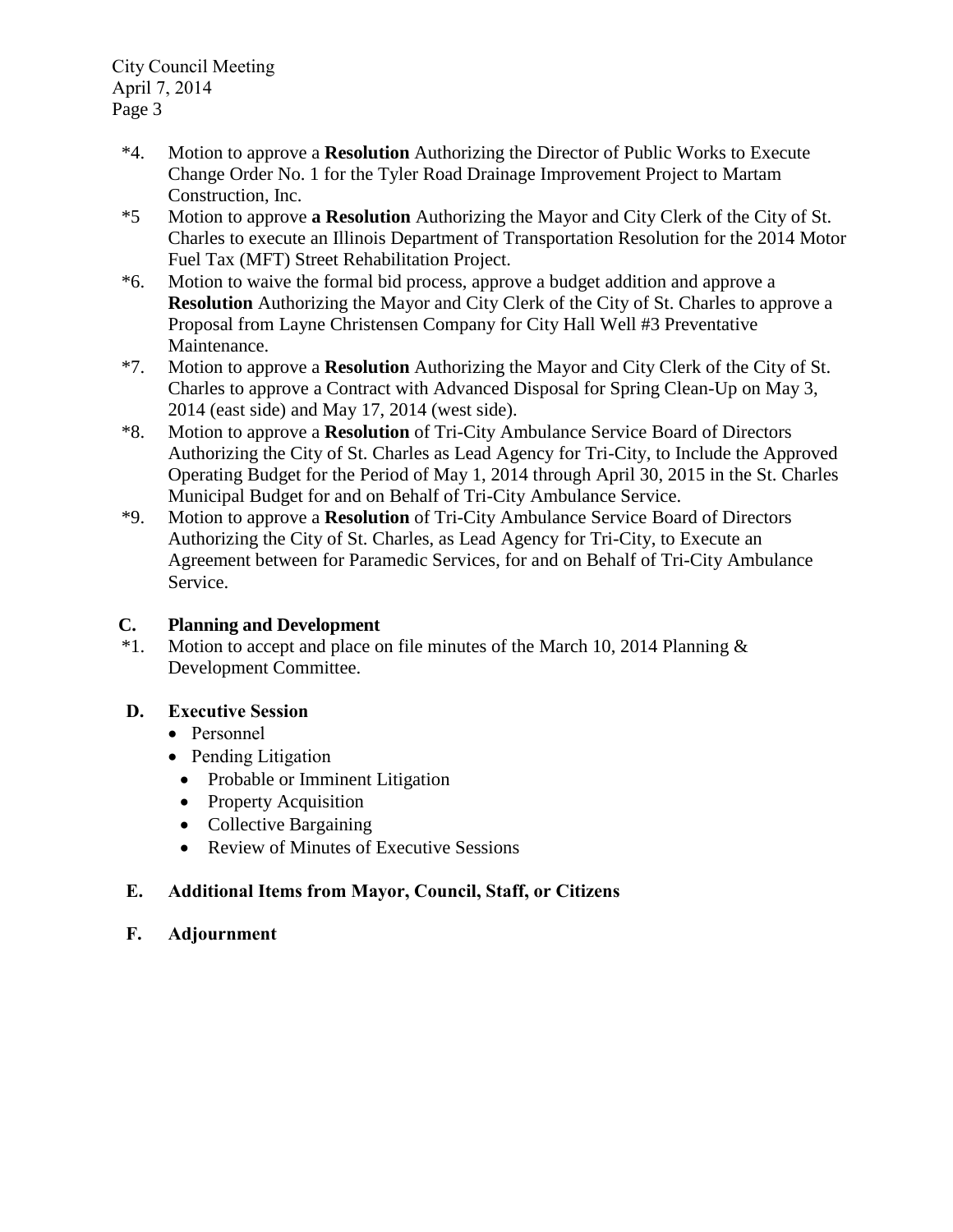*4. Motion to approve a **Resolution** Authorizing the Director of Public Works to Execute Change Order No. 1 for the Tyler Road Drainage Improvement Project to Martam Construction, Inc.

*5 Motion to approve **a Resolution** Authorizing the Mayor and City Clerk of the City of St. Charles to execute an Illinois Department of Transportation Resolution for the 2014 Motor Fuel Tax (MFT) Street Rehabilitation Project.

*6. Motion to waive the formal bid process, approve a budget addition and approve a **Resolution** Authorizing the Mayor and City Clerk of the City of St. Charles to approve a Proposal from Layne Christensen Company for City Hall Well #3 Preventative Maintenance.

*7. Motion to approve a **Resolution** Authorizing the Mayor and City Clerk of the City of St. Charles to approve a Contract with Advanced Disposal for Spring Clean-Up on May 3, 2014 (east side) and May 17, 2014 (west side).

*8. Motion to approve a **Resolution** of Tri-City Ambulance Service Board of Directors Authorizing the City of St. Charles as Lead Agency for Tri-City, to Include the Approved Operating Budget for the Period of May 1, 2014 through April 30, 2015 in the St. Charles Municipal Budget for and on Behalf of Tri-City Ambulance Service.

*9. Motion to approve a **Resolution** of Tri-City Ambulance Service Board of Directors Authorizing the City of St. Charles, as Lead Agency for Tri-City, to Execute an Agreement between for Paramedic Services, for and on Behalf of Tri-City Ambulance Service.

## C. Planning and Development

*1. Motion to accept and place on file minutes of the March 10, 2014 Planning & Development Committee.

## D. Executive Session

- Personnel
- Pending Litigation
  - Probable or Imminent Litigation
  - Property Acquisition
  - Collective Bargaining
  - Review of Minutes of Executive Sessions

## E. Additional Items from Mayor, Council, Staff, or Citizens

## F. Adjournment